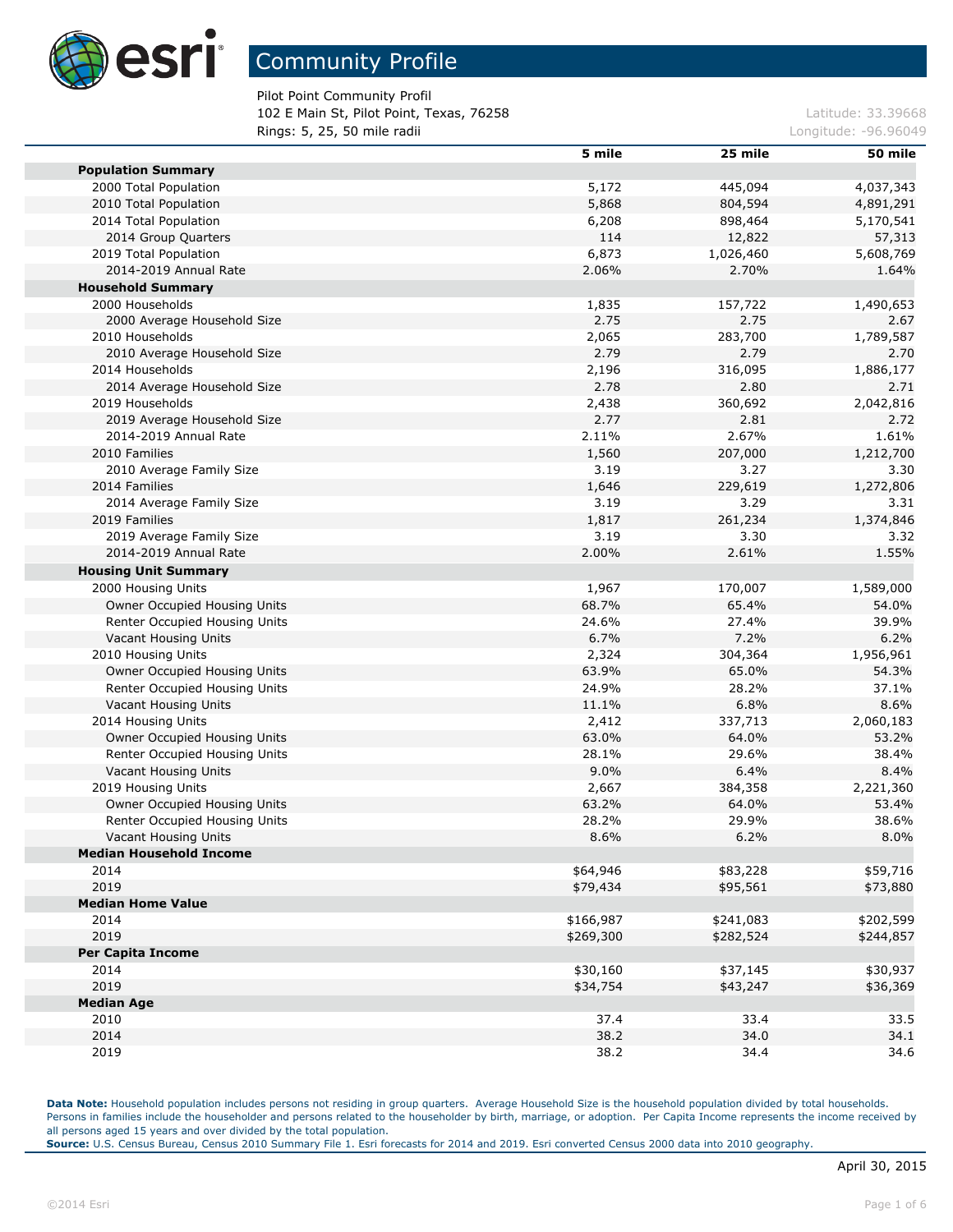# Community Profile

Pilot Point Community Profil
102 E Main St, Pilot Point, Texas, 76258
Rings: 5, 25, 50 mile radii

Latitude: 33.39668
Longitude: -96.96049

| | 5 mile | 25 mile | 50 mile |
|---|---|---|---|
| **Population Summary** | | | |
| 2000 Total Population | 5,172 | 445,094 | 4,037,343 |
| 2010 Total Population | 5,868 | 804,594 | 4,891,291 |
| 2014 Total Population | 6,208 | 898,464 | 5,170,541 |
| 2014 Group Quarters | 114 | 12,822 | 57,313 |
| 2019 Total Population | 6,873 | 1,026,460 | 5,608,769 |
| 2014-2019 Annual Rate | 2.06% | 2.70% | 1.64% |
| **Household Summary** | | | |
| 2000 Households | 1,835 | 157,722 | 1,490,653 |
| 2000 Average Household Size | 2.75 | 2.75 | 2.67 |
| 2010 Households | 2,065 | 283,700 | 1,789,587 |
| 2010 Average Household Size | 2.79 | 2.79 | 2.70 |
| 2014 Households | 2,196 | 316,095 | 1,886,177 |
| 2014 Average Household Size | 2.78 | 2.80 | 2.71 |
| 2019 Households | 2,438 | 360,692 | 2,042,816 |
| 2019 Average Household Size | 2.77 | 2.81 | 2.72 |
| 2014-2019 Annual Rate | 2.11% | 2.67% | 1.61% |
| 2010 Families | 1,560 | 207,000 | 1,212,700 |
| 2010 Average Family Size | 3.19 | 3.27 | 3.30 |
| 2014 Families | 1,646 | 229,619 | 1,272,806 |
| 2014 Average Family Size | 3.19 | 3.29 | 3.31 |
| 2019 Families | 1,817 | 261,234 | 1,374,846 |
| 2019 Average Family Size | 3.19 | 3.30 | 3.32 |
| 2014-2019 Annual Rate | 2.00% | 2.61% | 1.55% |
| **Housing Unit Summary** | | | |
| 2000 Housing Units | 1,967 | 170,007 | 1,589,000 |
| Owner Occupied Housing Units | 68.7% | 65.4% | 54.0% |
| Renter Occupied Housing Units | 24.6% | 27.4% | 39.9% |
| Vacant Housing Units | 6.7% | 7.2% | 6.2% |
| 2010 Housing Units | 2,324 | 304,364 | 1,956,961 |
| Owner Occupied Housing Units | 63.9% | 65.0% | 54.3% |
| Renter Occupied Housing Units | 24.9% | 28.2% | 37.1% |
| Vacant Housing Units | 11.1% | 6.8% | 8.6% |
| 2014 Housing Units | 2,412 | 337,713 | 2,060,183 |
| Owner Occupied Housing Units | 63.0% | 64.0% | 53.2% |
| Renter Occupied Housing Units | 28.1% | 29.6% | 38.4% |
| Vacant Housing Units | 9.0% | 6.4% | 8.4% |
| 2019 Housing Units | 2,667 | 384,358 | 2,221,360 |
| Owner Occupied Housing Units | 63.2% | 64.0% | 53.4% |
| Renter Occupied Housing Units | 28.2% | 29.9% | 38.6% |
| Vacant Housing Units | 8.6% | 6.2% | 8.0% |
| **Median Household Income** | | | |
| 2014 | $64,946 | $83,228 | $59,716 |
| 2019 | $79,434 | $95,561 | $73,880 |
| **Median Home Value** | | | |
| 2014 | $166,987 | $241,083 | $202,599 |
| 2019 | $269,300 | $282,524 | $244,857 |
| **Per Capita Income** | | | |
| 2014 | $30,160 | $37,145 | $30,937 |
| 2019 | $34,754 | $43,247 | $36,369 |
| **Median Age** | | | |
| 2010 | 37.4 | 33.4 | 33.5 |
| 2014 | 38.2 | 34.0 | 34.1 |
| 2019 | 38.2 | 34.4 | 34.6 |

**Data Note:** Household population includes persons not residing in group quarters. Average Household Size is the household population divided by total households. Persons in families include the householder and persons related to the householder by birth, marriage, or adoption. Per Capita Income represents the income received by all persons aged 15 years and over divided by the total population.
**Source:** U.S. Census Bureau, Census 2010 Summary File 1. Esri forecasts for 2014 and 2019. Esri converted Census 2000 data into 2010 geography.

April 30, 2015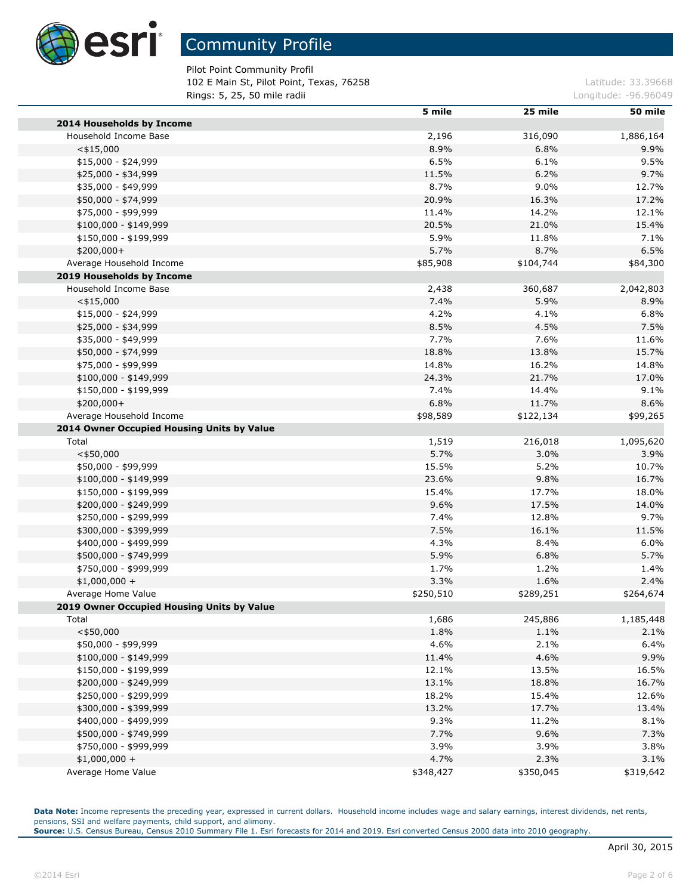# Community Profile

Pilot Point Community Profil
102 E Main St, Pilot Point, Texas, 76258
Rings: 5, 25, 50 mile radii

Latitude: 33.39668
Longitude: -96.96049

| | 5 mile | 25 mile | 50 mile |
|---|---|---|---|
| **2014 Households by Income** | | | |
| Household Income Base | 2,196 | 316,090 | 1,886,164 |
| <$15,000 | 8.9% | 6.8% | 9.9% |
| $15,000 - $24,999 | 6.5% | 6.1% | 9.5% |
| $25,000 - $34,999 | 11.5% | 6.2% | 9.7% |
| $35,000 - $49,999 | 8.7% | 9.0% | 12.7% |
| $50,000 - $74,999 | 20.9% | 16.3% | 17.2% |
| $75,000 - $99,999 | 11.4% | 14.2% | 12.1% |
| $100,000 - $149,999 | 20.5% | 21.0% | 15.4% |
| $150,000 - $199,999 | 5.9% | 11.8% | 7.1% |
| $200,000+ | 5.7% | 8.7% | 6.5% |
| Average Household Income | $85,908 | $104,744 | $84,300 |
| **2019 Households by Income** | | | |
| Household Income Base | 2,438 | 360,687 | 2,042,803 |
| <$15,000 | 7.4% | 5.9% | 8.9% |
| $15,000 - $24,999 | 4.2% | 4.1% | 6.8% |
| $25,000 - $34,999 | 8.5% | 4.5% | 7.5% |
| $35,000 - $49,999 | 7.7% | 7.6% | 11.6% |
| $50,000 - $74,999 | 18.8% | 13.8% | 15.7% |
| $75,000 - $99,999 | 14.8% | 16.2% | 14.8% |
| $100,000 - $149,999 | 24.3% | 21.7% | 17.0% |
| $150,000 - $199,999 | 7.4% | 14.4% | 9.1% |
| $200,000+ | 6.8% | 11.7% | 8.6% |
| Average Household Income | $98,589 | $122,134 | $99,265 |
| **2014 Owner Occupied Housing Units by Value** | | | |
| Total | 1,519 | 216,018 | 1,095,620 |
| <$50,000 | 5.7% | 3.0% | 3.9% |
| $50,000 - $99,999 | 15.5% | 5.2% | 10.7% |
| $100,000 - $149,999 | 23.6% | 9.8% | 16.7% |
| $150,000 - $199,999 | 15.4% | 17.7% | 18.0% |
| $200,000 - $249,999 | 9.6% | 17.5% | 14.0% |
| $250,000 - $299,999 | 7.4% | 12.8% | 9.7% |
| $300,000 - $399,999 | 7.5% | 16.1% | 11.5% |
| $400,000 - $499,999 | 4.3% | 8.4% | 6.0% |
| $500,000 - $749,999 | 5.9% | 6.8% | 5.7% |
| $750,000 - $999,999 | 1.7% | 1.2% | 1.4% |
| $1,000,000 + | 3.3% | 1.6% | 2.4% |
| Average Home Value | $250,510 | $289,251 | $264,674 |
| **2019 Owner Occupied Housing Units by Value** | | | |
| Total | 1,686 | 245,886 | 1,185,448 |
| <$50,000 | 1.8% | 1.1% | 2.1% |
| $50,000 - $99,999 | 4.6% | 2.1% | 6.4% |
| $100,000 - $149,999 | 11.4% | 4.6% | 9.9% |
| $150,000 - $199,999 | 12.1% | 13.5% | 16.5% |
| $200,000 - $249,999 | 13.1% | 18.8% | 16.7% |
| $250,000 - $299,999 | 18.2% | 15.4% | 12.6% |
| $300,000 - $399,999 | 13.2% | 17.7% | 13.4% |
| $400,000 - $499,999 | 9.3% | 11.2% | 8.1% |
| $500,000 - $749,999 | 7.7% | 9.6% | 7.3% |
| $750,000 - $999,999 | 3.9% | 3.9% | 3.8% |
| $1,000,000 + | 4.7% | 2.3% | 3.1% |
| Average Home Value | $348,427 | $350,045 | $319,642 |

**Data Note:** Income represents the preceding year, expressed in current dollars. Household income includes wage and salary earnings, interest dividends, net rents, pensions, SSI and welfare payments, child support, and alimony.
**Source:** U.S. Census Bureau, Census 2010 Summary File 1. Esri forecasts for 2014 and 2019. Esri converted Census 2000 data into 2010 geography.

April 30, 2015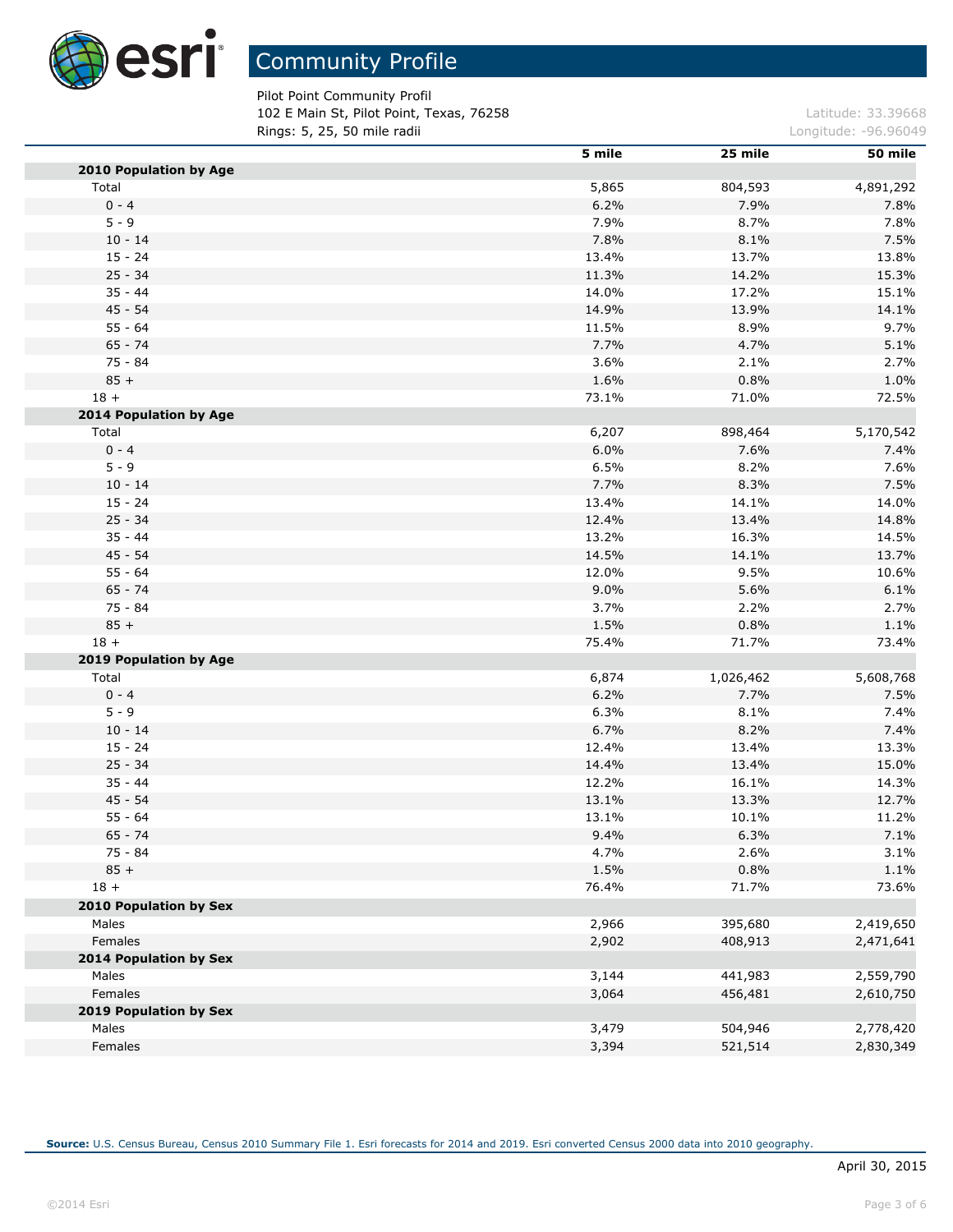# Community Profile

Pilot Point Community Profil
102 E Main St, Pilot Point, Texas, 76258
Rings: 5, 25, 50 mile radii

Latitude: 33.39668
Longitude: -96.96049

| | 5 mile | 25 mile | 50 mile |
|---|---|---|---|
| **2010 Population by Age** | | | |
| Total | 5,865 | 804,593 | 4,891,292 |
| 0 - 4 | 6.2% | 7.9% | 7.8% |
| 5 - 9 | 7.9% | 8.7% | 7.8% |
| 10 - 14 | 7.8% | 8.1% | 7.5% |
| 15 - 24 | 13.4% | 13.7% | 13.8% |
| 25 - 34 | 11.3% | 14.2% | 15.3% |
| 35 - 44 | 14.0% | 17.2% | 15.1% |
| 45 - 54 | 14.9% | 13.9% | 14.1% |
| 55 - 64 | 11.5% | 8.9% | 9.7% |
| 65 - 74 | 7.7% | 4.7% | 5.1% |
| 75 - 84 | 3.6% | 2.1% | 2.7% |
| 85 + | 1.6% | 0.8% | 1.0% |
| 18 + | 73.1% | 71.0% | 72.5% |
| **2014 Population by Age** | | | |
| Total | 6,207 | 898,464 | 5,170,542 |
| 0 - 4 | 6.0% | 7.6% | 7.4% |
| 5 - 9 | 6.5% | 8.2% | 7.6% |
| 10 - 14 | 7.7% | 8.3% | 7.5% |
| 15 - 24 | 13.4% | 14.1% | 14.0% |
| 25 - 34 | 12.4% | 13.4% | 14.8% |
| 35 - 44 | 13.2% | 16.3% | 14.5% |
| 45 - 54 | 14.5% | 14.1% | 13.7% |
| 55 - 64 | 12.0% | 9.5% | 10.6% |
| 65 - 74 | 9.0% | 5.6% | 6.1% |
| 75 - 84 | 3.7% | 2.2% | 2.7% |
| 85 + | 1.5% | 0.8% | 1.1% |
| 18 + | 75.4% | 71.7% | 73.4% |
| **2019 Population by Age** | | | |
| Total | 6,874 | 1,026,462 | 5,608,768 |
| 0 - 4 | 6.2% | 7.7% | 7.5% |
| 5 - 9 | 6.3% | 8.1% | 7.4% |
| 10 - 14 | 6.7% | 8.2% | 7.4% |
| 15 - 24 | 12.4% | 13.4% | 13.3% |
| 25 - 34 | 14.4% | 13.4% | 15.0% |
| 35 - 44 | 12.2% | 16.1% | 14.3% |
| 45 - 54 | 13.1% | 13.3% | 12.7% |
| 55 - 64 | 13.1% | 10.1% | 11.2% |
| 65 - 74 | 9.4% | 6.3% | 7.1% |
| 75 - 84 | 4.7% | 2.6% | 3.1% |
| 85 + | 1.5% | 0.8% | 1.1% |
| 18 + | 76.4% | 71.7% | 73.6% |
| **2010 Population by Sex** | | | |
| Males | 2,966 | 395,680 | 2,419,650 |
| Females | 2,902 | 408,913 | 2,471,641 |
| **2014 Population by Sex** | | | |
| Males | 3,144 | 441,983 | 2,559,790 |
| Females | 3,064 | 456,481 | 2,610,750 |
| **2019 Population by Sex** | | | |
| Males | 3,479 | 504,946 | 2,778,420 |
| Females | 3,394 | 521,514 | 2,830,349 |

**Source:** U.S. Census Bureau, Census 2010 Summary File 1. Esri forecasts for 2014 and 2019. Esri converted Census 2000 data into 2010 geography.

April 30, 2015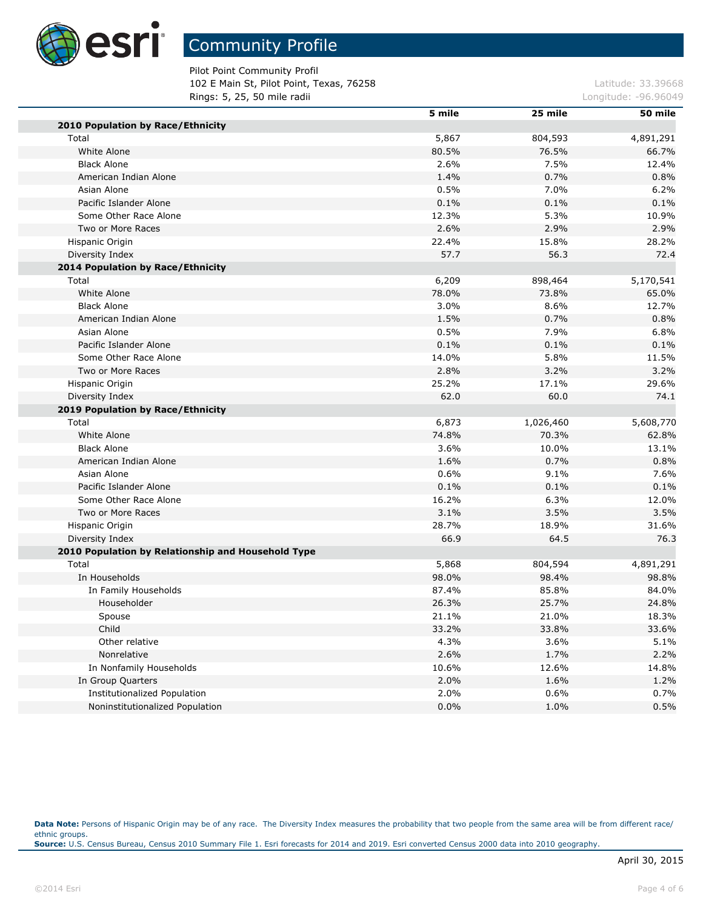# Community Profile

Pilot Point Community Profil
102 E Main St, Pilot Point, Texas, 76258
Rings: 5, 25, 50 mile radii

Latitude: 33.39668
Longitude: -96.96049

| | 5 mile | 25 mile | 50 mile |
|---|---|---|---|
| **2010 Population by Race/Ethnicity** | | | |
| Total | 5,867 | 804,593 | 4,891,291 |
| White Alone | 80.5% | 76.5% | 66.7% |
| Black Alone | 2.6% | 7.5% | 12.4% |
| American Indian Alone | 1.4% | 0.7% | 0.8% |
| Asian Alone | 0.5% | 7.0% | 6.2% |
| Pacific Islander Alone | 0.1% | 0.1% | 0.1% |
| Some Other Race Alone | 12.3% | 5.3% | 10.9% |
| Two or More Races | 2.6% | 2.9% | 2.9% |
| Hispanic Origin | 22.4% | 15.8% | 28.2% |
| Diversity Index | 57.7 | 56.3 | 72.4 |
| **2014 Population by Race/Ethnicity** | | | |
| Total | 6,209 | 898,464 | 5,170,541 |
| White Alone | 78.0% | 73.8% | 65.0% |
| Black Alone | 3.0% | 8.6% | 12.7% |
| American Indian Alone | 1.5% | 0.7% | 0.8% |
| Asian Alone | 0.5% | 7.9% | 6.8% |
| Pacific Islander Alone | 0.1% | 0.1% | 0.1% |
| Some Other Race Alone | 14.0% | 5.8% | 11.5% |
| Two or More Races | 2.8% | 3.2% | 3.2% |
| Hispanic Origin | 25.2% | 17.1% | 29.6% |
| Diversity Index | 62.0 | 60.0 | 74.1 |
| **2019 Population by Race/Ethnicity** | | | |
| Total | 6,873 | 1,026,460 | 5,608,770 |
| White Alone | 74.8% | 70.3% | 62.8% |
| Black Alone | 3.6% | 10.0% | 13.1% |
| American Indian Alone | 1.6% | 0.7% | 0.8% |
| Asian Alone | 0.6% | 9.1% | 7.6% |
| Pacific Islander Alone | 0.1% | 0.1% | 0.1% |
| Some Other Race Alone | 16.2% | 6.3% | 12.0% |
| Two or More Races | 3.1% | 3.5% | 3.5% |
| Hispanic Origin | 28.7% | 18.9% | 31.6% |
| Diversity Index | 66.9 | 64.5 | 76.3 |
| **2010 Population by Relationship and Household Type** | | | |
| Total | 5,868 | 804,594 | 4,891,291 |
| In Households | 98.0% | 98.4% | 98.8% |
| In Family Households | 87.4% | 85.8% | 84.0% |
| Householder | 26.3% | 25.7% | 24.8% |
| Spouse | 21.1% | 21.0% | 18.3% |
| Child | 33.2% | 33.8% | 33.6% |
| Other relative | 4.3% | 3.6% | 5.1% |
| Nonrelative | 2.6% | 1.7% | 2.2% |
| In Nonfamily Households | 10.6% | 12.6% | 14.8% |
| In Group Quarters | 2.0% | 1.6% | 1.2% |
| Institutionalized Population | 2.0% | 0.6% | 0.7% |
| Noninstitutionalized Population | 0.0% | 1.0% | 0.5% |

**Data Note:** Persons of Hispanic Origin may be of any race. The Diversity Index measures the probability that two people from the same area will be from different race/ethnic groups.
**Source:** U.S. Census Bureau, Census 2010 Summary File 1. Esri forecasts for 2014 and 2019. Esri converted Census 2000 data into 2010 geography.

April 30, 2015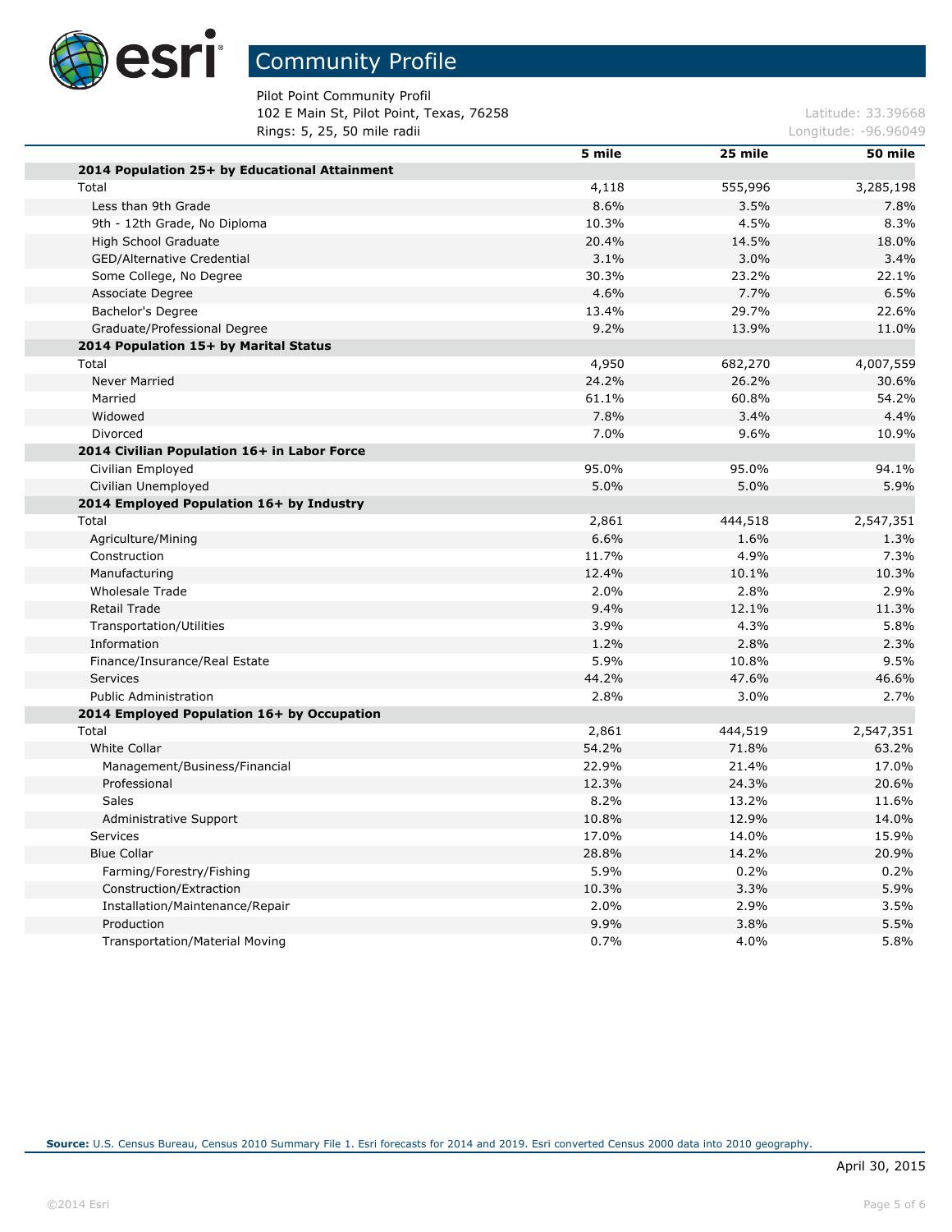# Community Profile

Pilot Point Community Profil
102 E Main St, Pilot Point, Texas, 76258
Rings: 5, 25, 50 mile radii

Latitude: 33.39668
Longitude: -96.96049

| | 5 mile | 25 mile | 50 mile |
|---|---|---|---|
| **2014 Population 25+ by Educational Attainment** | | | |
| Total | 4,118 | 555,996 | 3,285,198 |
| Less than 9th Grade | 8.6% | 3.5% | 7.8% |
| 9th - 12th Grade, No Diploma | 10.3% | 4.5% | 8.3% |
| High School Graduate | 20.4% | 14.5% | 18.0% |
| GED/Alternative Credential | 3.1% | 3.0% | 3.4% |
| Some College, No Degree | 30.3% | 23.2% | 22.1% |
| Associate Degree | 4.6% | 7.7% | 6.5% |
| Bachelor's Degree | 13.4% | 29.7% | 22.6% |
| Graduate/Professional Degree | 9.2% | 13.9% | 11.0% |
| **2014 Population 15+ by Marital Status** | | | |
| Total | 4,950 | 682,270 | 4,007,559 |
| Never Married | 24.2% | 26.2% | 30.6% |
| Married | 61.1% | 60.8% | 54.2% |
| Widowed | 7.8% | 3.4% | 4.4% |
| Divorced | 7.0% | 9.6% | 10.9% |
| **2014 Civilian Population 16+ in Labor Force** | | | |
| Civilian Employed | 95.0% | 95.0% | 94.1% |
| Civilian Unemployed | 5.0% | 5.0% | 5.9% |
| **2014 Employed Population 16+ by Industry** | | | |
| Total | 2,861 | 444,518 | 2,547,351 |
| Agriculture/Mining | 6.6% | 1.6% | 1.3% |
| Construction | 11.7% | 4.9% | 7.3% |
| Manufacturing | 12.4% | 10.1% | 10.3% |
| Wholesale Trade | 2.0% | 2.8% | 2.9% |
| Retail Trade | 9.4% | 12.1% | 11.3% |
| Transportation/Utilities | 3.9% | 4.3% | 5.8% |
| Information | 1.2% | 2.8% | 2.3% |
| Finance/Insurance/Real Estate | 5.9% | 10.8% | 9.5% |
| Services | 44.2% | 47.6% | 46.6% |
| Public Administration | 2.8% | 3.0% | 2.7% |
| **2014 Employed Population 16+ by Occupation** | | | |
| Total | 2,861 | 444,519 | 2,547,351 |
| White Collar | 54.2% | 71.8% | 63.2% |
| Management/Business/Financial | 22.9% | 21.4% | 17.0% |
| Professional | 12.3% | 24.3% | 20.6% |
| Sales | 8.2% | 13.2% | 11.6% |
| Administrative Support | 10.8% | 12.9% | 14.0% |
| Services | 17.0% | 14.0% | 15.9% |
| Blue Collar | 28.8% | 14.2% | 20.9% |
| Farming/Forestry/Fishing | 5.9% | 0.2% | 0.2% |
| Construction/Extraction | 10.3% | 3.3% | 5.9% |
| Installation/Maintenance/Repair | 2.0% | 2.9% | 3.5% |
| Production | 9.9% | 3.8% | 5.5% |
| Transportation/Material Moving | 0.7% | 4.0% | 5.8% |

**Source:** U.S. Census Bureau, Census 2010 Summary File 1. Esri forecasts for 2014 and 2019. Esri converted Census 2000 data into 2010 geography.

April 30, 2015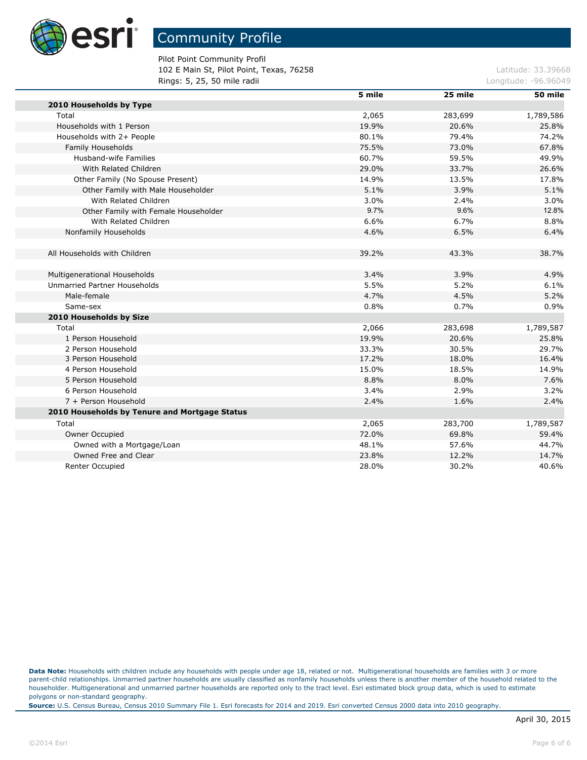# Community Profile

Pilot Point Community Profil
102 E Main St, Pilot Point, Texas, 76258
Rings: 5, 25, 50 mile radii

Latitude: 33.39668
Longitude: -96.96049

| | 5 mile | 25 mile | 50 mile |
|---|---|---|---|
| **2010 Households by Type** | | | |
| Total | 2,065 | 283,699 | 1,789,586 |
| Households with 1 Person | 19.9% | 20.6% | 25.8% |
| Households with 2+ People | 80.1% | 79.4% | 74.2% |
| Family Households | 75.5% | 73.0% | 67.8% |
| Husband-wife Families | 60.7% | 59.5% | 49.9% |
| With Related Children | 29.0% | 33.7% | 26.6% |
| Other Family (No Spouse Present) | 14.9% | 13.5% | 17.8% |
| Other Family with Male Householder | 5.1% | 3.9% | 5.1% |
| With Related Children | 3.0% | 2.4% | 3.0% |
| Other Family with Female Householder | 9.7% | 9.6% | 12.8% |
| With Related Children | 6.6% | 6.7% | 8.8% |
| Nonfamily Households | 4.6% | 6.5% | 6.4% |
| | | | |
| All Households with Children | 39.2% | 43.3% | 38.7% |
| | | | |
| Multigenerational Households | 3.4% | 3.9% | 4.9% |
| Unmarried Partner Households | 5.5% | 5.2% | 6.1% |
| Male-female | 4.7% | 4.5% | 5.2% |
| Same-sex | 0.8% | 0.7% | 0.9% |
| **2010 Households by Size** | | | |
| Total | 2,066 | 283,698 | 1,789,587 |
| 1 Person Household | 19.9% | 20.6% | 25.8% |
| 2 Person Household | 33.3% | 30.5% | 29.7% |
| 3 Person Household | 17.2% | 18.0% | 16.4% |
| 4 Person Household | 15.0% | 18.5% | 14.9% |
| 5 Person Household | 8.8% | 8.0% | 7.6% |
| 6 Person Household | 3.4% | 2.9% | 3.2% |
| 7 + Person Household | 2.4% | 1.6% | 2.4% |
| **2010 Households by Tenure and Mortgage Status** | | | |
| Total | 2,065 | 283,700 | 1,789,587 |
| Owner Occupied | 72.0% | 69.8% | 59.4% |
| Owned with a Mortgage/Loan | 48.1% | 57.6% | 44.7% |
| Owned Free and Clear | 23.8% | 12.2% | 14.7% |
| Renter Occupied | 28.0% | 30.2% | 40.6% |

**Data Note:** Households with children include any households with people under age 18, related or not. Multigenerational households are families with 3 or more parent-child relationships. Unmarried partner households are usually classified as nonfamily households unless there is another member of the household related to the householder. Multigenerational and unmarried partner households are reported only to the tract level. Esri estimated block group data, which is used to estimate polygons or non-standard geography.

**Source:** U.S. Census Bureau, Census 2010 Summary File 1. Esri forecasts for 2014 and 2019. Esri converted Census 2000 data into 2010 geography.

April 30, 2015